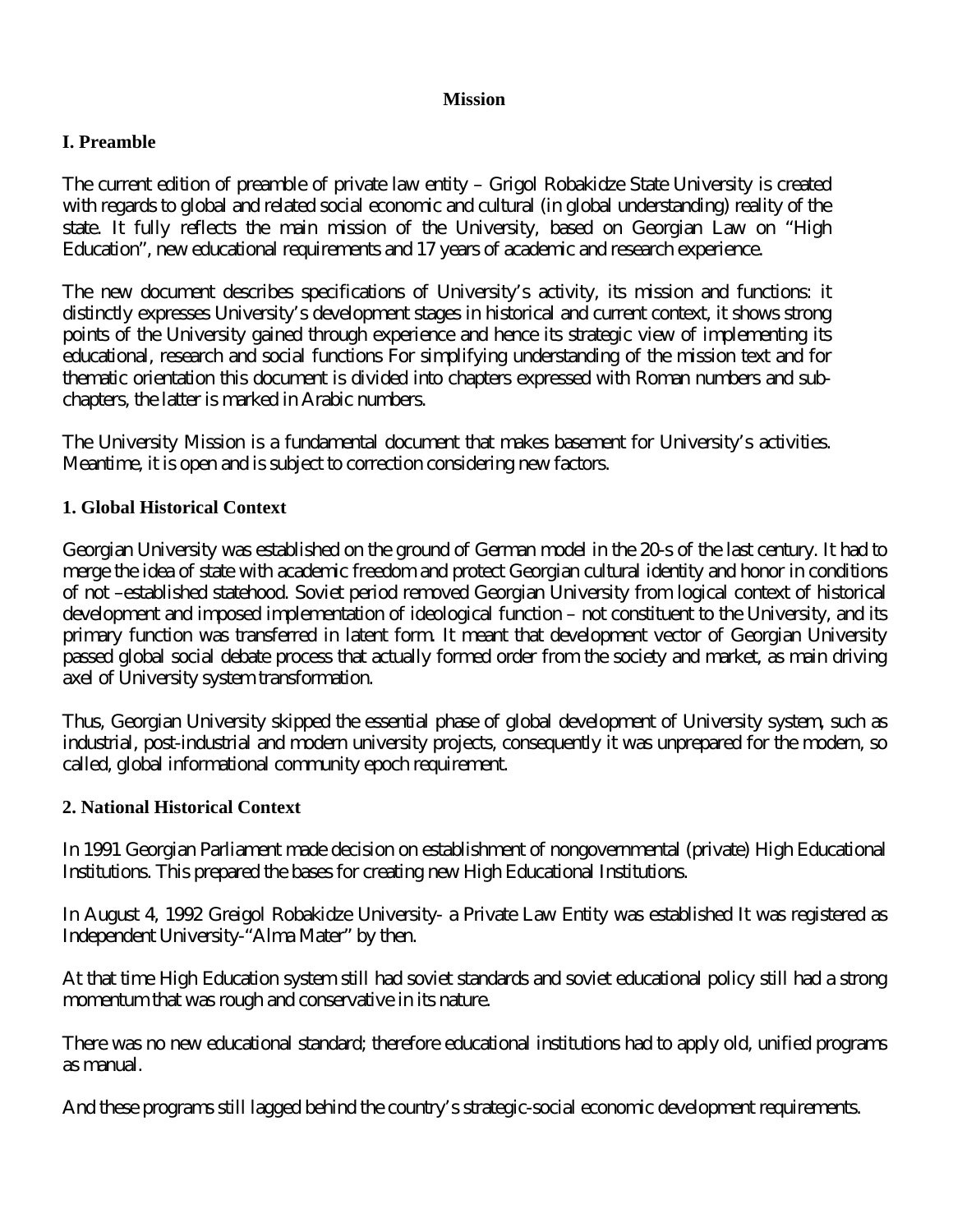# Mission

## I. Preamble

The current edition of preamble of private law entity – Grigol Robakidze State University is created with regards to global and related social economic and cultural (in global understanding) reality of the state. It fully reflects the main mission of the University, based on Georgian Law on "High Education", new educational requirements and 17 years of academic and research experience.

The new document describes specifications of University's activity, its mission and functions: it distinctly expresses University's development stages in historical and current context, it shows strong points of the University gained through experience and hence its strategic view of implementing its educational, research and social functions For simplifying understanding of the mission text and for thematic orientation this document is divided into chapters expressed with Roman numbers and sub-chapters, the latter is marked in Arabic numbers.

The University Mission is a fundamental document that makes basement for University's activities. Meantime, it is open and is subject to correction considering new factors.

### 1. Global Historical Context

Georgian University was established on the ground of German model in the 20-s of the last century. It had to merge the idea of state with academic freedom and protect Georgian cultural identity and honor in conditions of not –established statehood. Soviet period removed Georgian University from logical context of historical development and imposed implementation of ideological function – not constituent to the University, and its primary function was transferred in latent form. It meant that development vector of Georgian University passed global social debate process that actually formed order from the society and market, as main driving axel of University system transformation.

Thus, Georgian University skipped the essential phase of global development of University system, such as industrial, post-industrial and modern university projects, consequently it was unprepared for the modern, so called, global informational community epoch requirement.

### 2. National Historical Context

In 1991 Georgian Parliament made decision on establishment of nongovernmental (private) High Educational Institutions. This prepared the bases for creating new High Educational Institutions.

In August 4, 1992 Greigol Robakidze University- a Private Law Entity was established It was registered as Independent University-"Alma Mater" by then.

At that time High Education system still had soviet standards and soviet educational policy still had a strong momentum that was rough and conservative in its nature.

There was no new educational standard; therefore educational institutions had to apply old, unified programs as manual.

And these programs still lagged behind the country's strategic-social economic development requirements.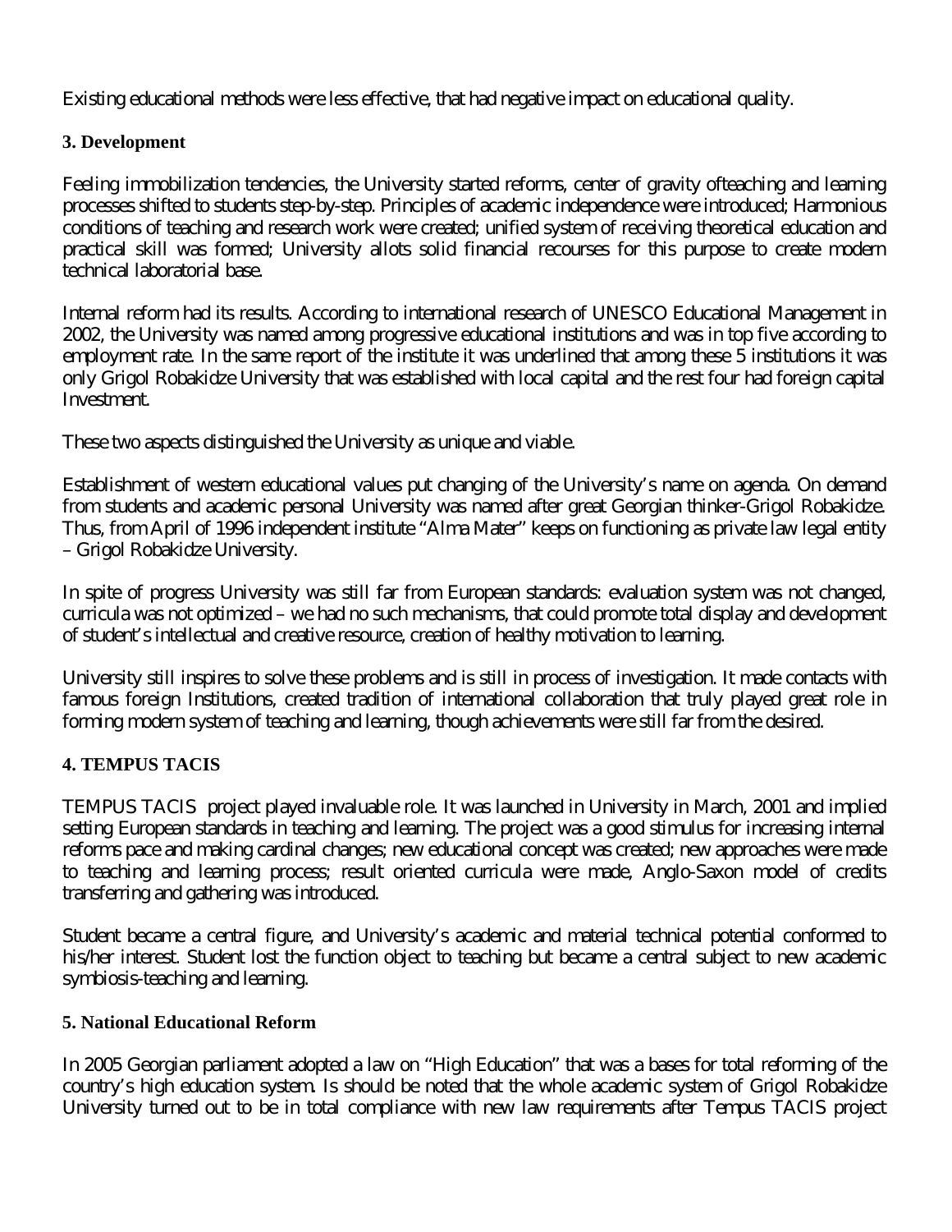Existing educational methods were less effective, that had negative impact on educational quality.

## 3. Development

Feeling immobilization tendencies, the University started reforms, center of gravity ofteaching and learning processes shifted to students step-by-step. Principles of academic independence were introduced; Harmonious conditions of teaching and research work were created; unified system of receiving theoretical education and practical skill was formed; University allots solid financial recourses for this purpose to create modern technical laboratorial base.

Internal reform had its results. According to international research of UNESCO Educational Management in 2002, the University was named among progressive educational institutions and was in top five according to employment rate. In the same report of the institute it was underlined that among these 5 institutions it was only Grigol Robakidze University that was established with local capital and the rest four had foreign capital Investment.

These two aspects distinguished the University as unique and viable.

Establishment of western educational values put changing of the University's name on agenda. On demand from students and academic personal University was named after great Georgian thinker-Grigol Robakidze. Thus, from April of 1996 independent institute "Alma Mater" keeps on functioning as private law legal entity – Grigol Robakidze University.

In spite of progress University was still far from European standards: evaluation system was not changed, curricula was not optimized – we had no such mechanisms, that could promote total display and development of student's intellectual and creative resource, creation of healthy motivation to learning.

University still inspires to solve these problems and is still in process of investigation. It made contacts with famous foreign Institutions, created tradition of international collaboration that truly played great role in forming modern system of teaching and learning, though achievements were still far from the desired.

## 4. TEMPUS TACIS

TEMPUS TACIS project played invaluable role. It was launched in University in March, 2001 and implied setting European standards in teaching and learning. The project was a good stimulus for increasing internal reforms pace and making cardinal changes; new educational concept was created; new approaches were made to teaching and learning process; result oriented curricula were made, Anglo-Saxon model of credits transferring and gathering was introduced.

Student became a central figure, and University's academic and material technical potential conformed to his/her interest. Student lost the function object to teaching but became a central subject to new academic symbiosis-teaching and learning.

## 5. National Educational Reform

In 2005 Georgian parliament adopted a law on "High Education" that was a bases for total reforming of the country's high education system. Is should be noted that the whole academic system of Grigol Robakidze University turned out to be in total compliance with new law requirements after Tempus TACIS project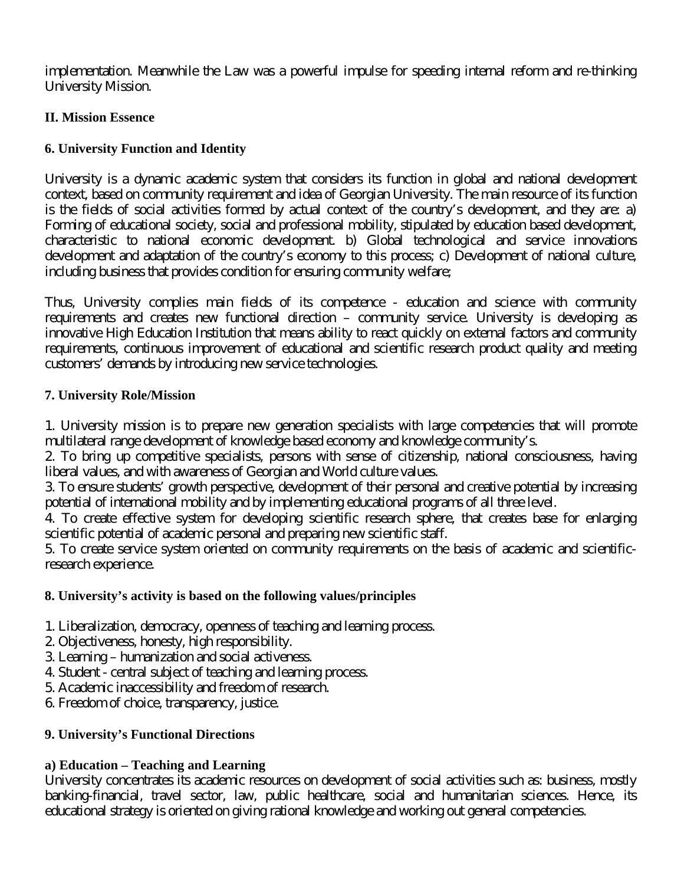implementation. Meanwhile the Law was a powerful impulse for speeding internal reform and re-thinking University Mission.

## II. Mission Essence

### 6. University Function and Identity

University is a dynamic academic system that considers its function in global and national development context, based on community requirement and idea of Georgian University. The main resource of its function is the fields of social activities formed by actual context of the country's development, and they are: a) Forming of educational society, social and professional mobility, stipulated by education based development, characteristic to national economic development. b) Global technological and service innovations development and adaptation of the country's economy to this process; c) Development of national culture, including business that provides condition for ensuring community welfare;

Thus, University complies main fields of its competence - education and science with community requirements and creates new functional direction – community service. University is developing as innovative High Education Institution that means ability to react quickly on external factors and community requirements, continuous improvement of educational and scientific research product quality and meeting customers' demands by introducing new service technologies.

### 7. University Role/Mission

1. University mission is to prepare new generation specialists with large competencies that will promote multilateral range development of knowledge based economy and knowledge community's.
2. To bring up competitive specialists, persons with sense of citizenship, national consciousness, having liberal values, and with awareness of Georgian and World culture values.
3. To ensure students' growth perspective, development of their personal and creative potential by increasing potential of international mobility and by implementing educational programs of all three level.
4. To create effective system for developing scientific research sphere, that creates base for enlarging scientific potential of academic personal and preparing new scientific staff.
5. To create service system oriented on community requirements on the basis of academic and scientific-research experience.

### 8. University's activity is based on the following values/principles

1. Liberalization, democracy, openness of teaching and learning process.
2. Objectiveness, honesty, high responsibility.
3. Learning – humanization and social activeness.
4. Student - central subject of teaching and learning process.
5. Academic inaccessibility and freedom of research.
6. Freedom of choice, transparency, justice.

### 9. University's Functional Directions

**a) Education – Teaching and Learning**

University concentrates its academic resources on development of social activities such as: business, mostly banking-financial, travel sector, law, public healthcare, social and humanitarian sciences. Hence, its educational strategy is oriented on giving rational knowledge and working out general competencies.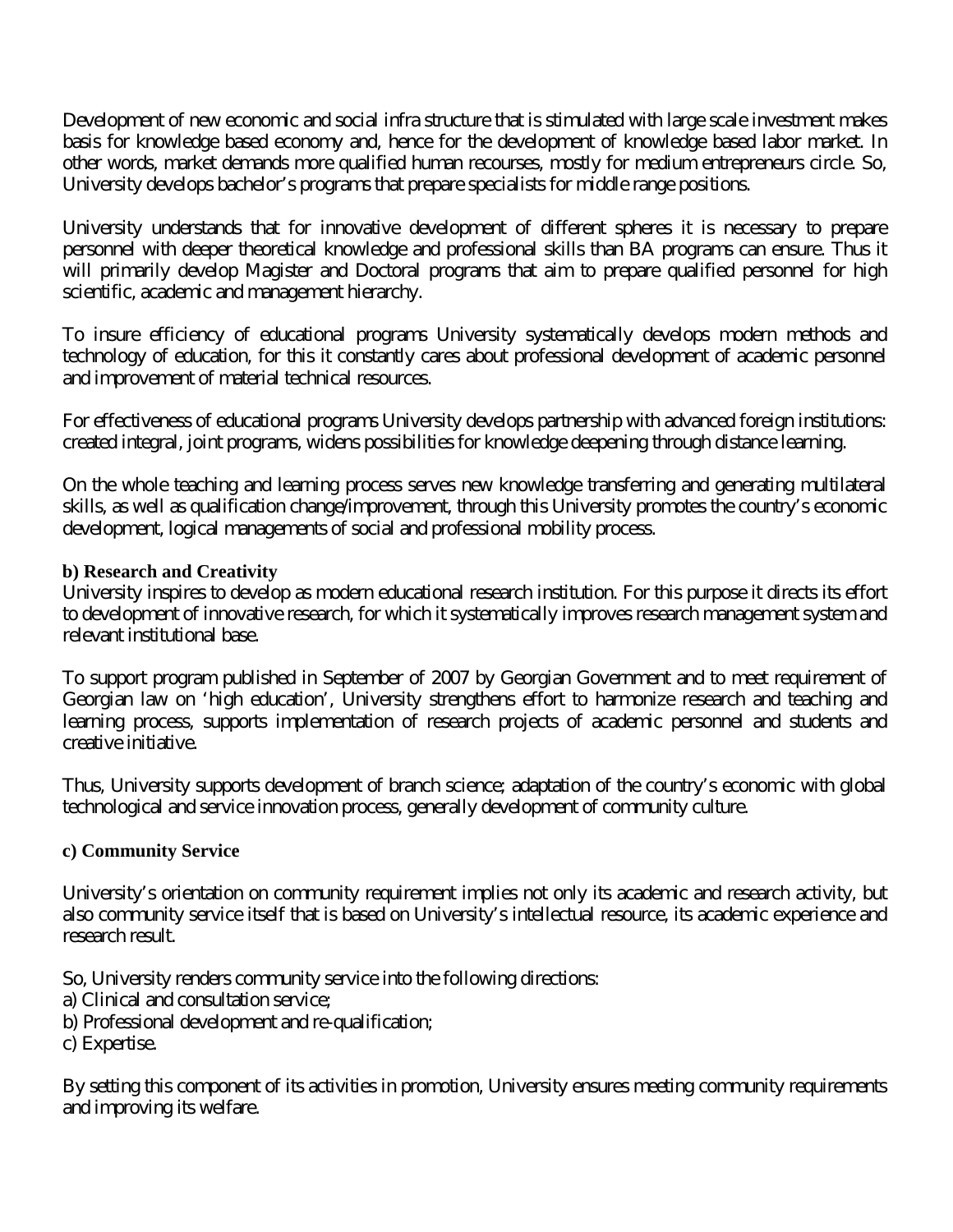Development of new economic and social infra structure that is stimulated with large scale investment makes basis for knowledge based economy and, hence for the development of knowledge based labor market. In other words, market demands more qualified human recourses, mostly for medium entrepreneurs circle. So, University develops bachelor's programs that prepare specialists for middle range positions.

University understands that for innovative development of different spheres it is necessary to prepare personnel with deeper theoretical knowledge and professional skills than BA programs can ensure. Thus it will primarily develop Magister and Doctoral programs that aim to prepare qualified personnel for high scientific, academic and management hierarchy.

To insure efficiency of educational programs University systematically develops modern methods and technology of education, for this it constantly cares about professional development of academic personnel and improvement of material technical resources.

For effectiveness of educational programs University develops partnership with advanced foreign institutions: created integral, joint programs, widens possibilities for knowledge deepening through distance learning.

On the whole teaching and learning process serves new knowledge transferring and generating multilateral skills, as well as qualification change/improvement, through this University promotes the country's economic development, logical managements of social and professional mobility process.

**b) Research and Creativity**

University inspires to develop as modern educational research institution. For this purpose it directs its effort to development of innovative research, for which it systematically improves research management system and relevant institutional base.

To support program published in September of 2007 by Georgian Government and to meet requirement of Georgian law on 'high education', University strengthens effort to harmonize research and teaching and learning process, supports implementation of research projects of academic personnel and students and creative initiative.

Thus, University supports development of branch science; adaptation of the country's economic with global technological and service innovation process, generally development of community culture.

**c) Community Service**

University's orientation on community requirement implies not only its academic and research activity, but also community service itself that is based on University's intellectual resource, its academic experience and research result.

So, University renders community service into the following directions:
a) Clinical and consultation service;
b) Professional development and re-qualification;
c) Expertise.

By setting this component of its activities in promotion, University ensures meeting community requirements and improving its welfare.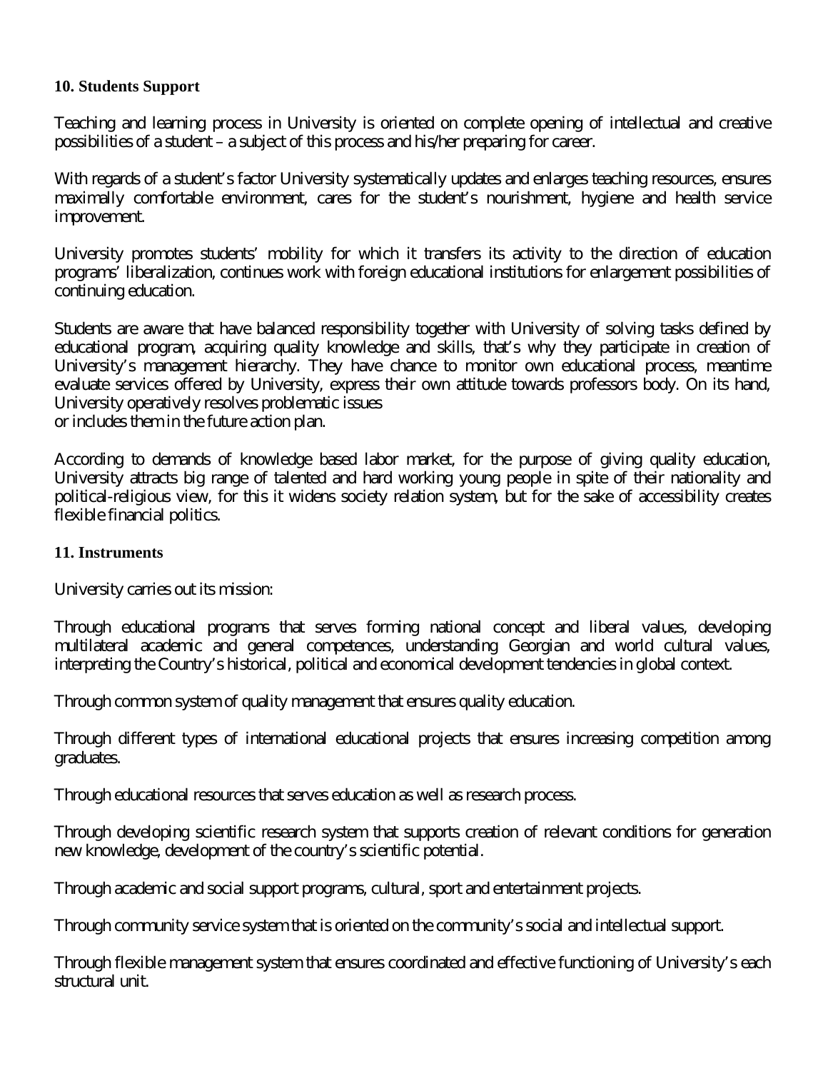### 10. Students Support

Teaching and learning process in University is oriented on complete opening of intellectual and creative possibilities of a student – a subject of this process and his/her preparing for career.

With regards of a student's factor University systematically updates and enlarges teaching resources, ensures maximally comfortable environment, cares for the student's nourishment, hygiene and health service improvement.

University promotes students' mobility for which it transfers its activity to the direction of education programs' liberalization, continues work with foreign educational institutions for enlargement possibilities of continuing education.

Students are aware that have balanced responsibility together with University of solving tasks defined by educational program, acquiring quality knowledge and skills, that's why they participate in creation of University's management hierarchy. They have chance to monitor own educational process, meantime evaluate services offered by University, express their own attitude towards professors body. On its hand, University operatively resolves problematic issues
or includes them in the future action plan.

According to demands of knowledge based labor market, for the purpose of giving quality education, University attracts big range of talented and hard working young people in spite of their nationality and political-religious view, for this it widens society relation system, but for the sake of accessibility creates flexible financial politics.

### 11. Instruments

University carries out its mission:

Through educational programs that serves forming national concept and liberal values, developing multilateral academic and general competences, understanding Georgian and world cultural values, interpreting the Country's historical, political and economical development tendencies in global context.

Through common system of quality management that ensures quality education.

Through different types of international educational projects that ensures increasing competition among graduates.

Through educational resources that serves education as well as research process.

Through developing scientific research system that supports creation of relevant conditions for generation new knowledge, development of the country's scientific potential.

Through academic and social support programs, cultural, sport and entertainment projects.

Through community service system that is oriented on the community's social and intellectual support.

Through flexible management system that ensures coordinated and effective functioning of University's each structural unit.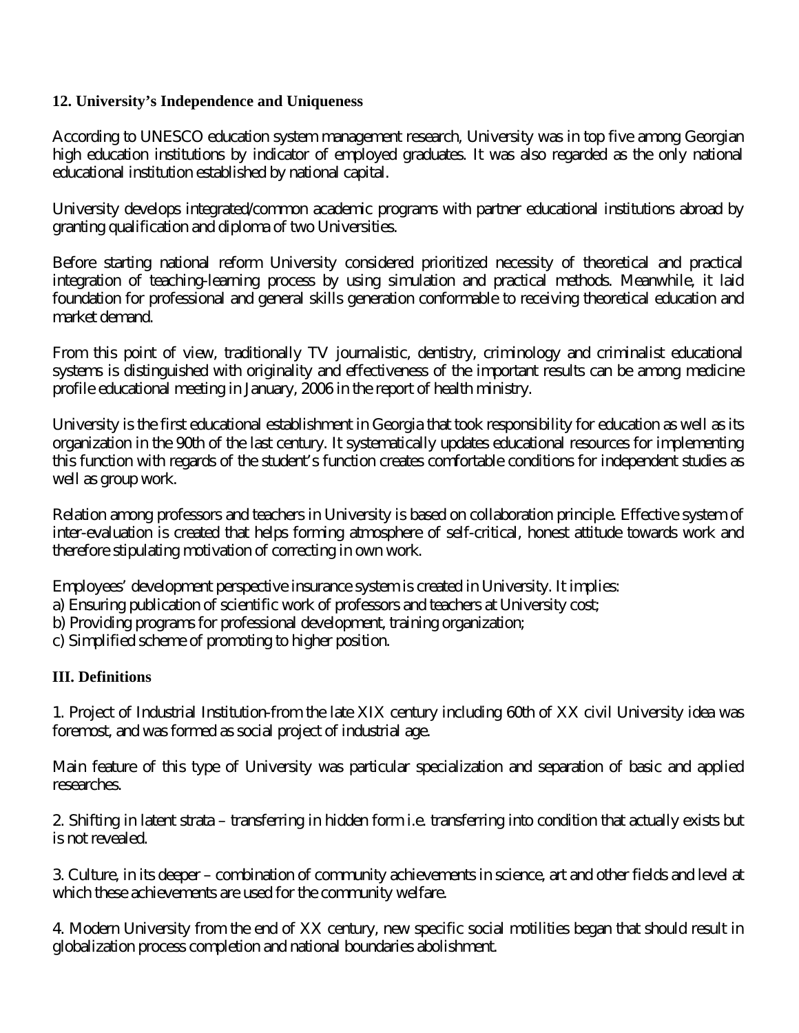### 12. University's Independence and Uniqueness

According to UNESCO education system management research, University was in top five among Georgian high education institutions by indicator of employed graduates. It was also regarded as the only national educational institution established by national capital.

University develops integrated/common academic programs with partner educational institutions abroad by granting qualification and diploma of two Universities.

Before starting national reform University considered prioritized necessity of theoretical and practical integration of teaching-learning process by using simulation and practical methods. Meanwhile, it laid foundation for professional and general skills generation conformable to receiving theoretical education and market demand.

From this point of view, traditionally TV journalistic, dentistry, criminology and criminalist educational systems is distinguished with originality and effectiveness of the important results can be among medicine profile educational meeting in January, 2006 in the report of health ministry.

University is the first educational establishment in Georgia that took responsibility for education as well as its organization in the 90th of the last century. It systematically updates educational resources for implementing this function with regards of the student's function creates comfortable conditions for independent studies as well as group work.

Relation among professors and teachers in University is based on collaboration principle. Effective system of inter-evaluation is created that helps forming atmosphere of self-critical, honest attitude towards work and therefore stipulating motivation of correcting in own work.

Employees' development perspective insurance system is created in University. It implies:
a) Ensuring publication of scientific work of professors and teachers at University cost;
b) Providing programs for professional development, training organization;
c) Simplified scheme of promoting to higher position.

### III. Definitions

1. Project of Industrial Institution-from the late XIX century including 60th of XX civil University idea was foremost, and was formed as social project of industrial age.

Main feature of this type of University was particular specialization and separation of basic and applied researches.

2. Shifting in latent strata – transferring in hidden form i.e. transferring into condition that actually exists but is not revealed.

3. Culture, in its deeper – combination of community achievements in science, art and other fields and level at which these achievements are used for the community welfare.

4. Modern University from the end of XX century, new specific social motilities began that should result in globalization process completion and national boundaries abolishment.